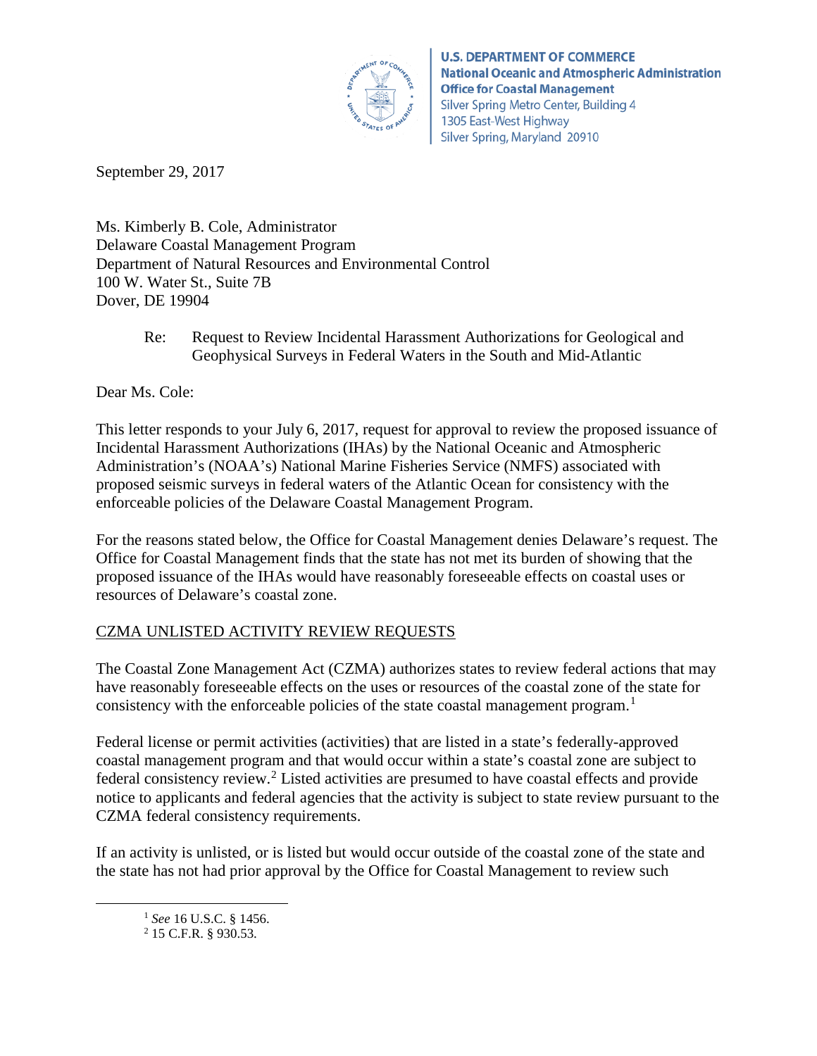U.S. DEPARTMENT OF COMMERCE
**National Oceanic and Atmospheric Administration**
**Office for Coastal Management**
Silver Spring Metro Center, Building 4
1305 East-West Highway
Silver Spring, Maryland 20910

September 29, 2017

Ms. Kimberly B. Cole, Administrator
Delaware Coastal Management Program
Department of Natural Resources and Environmental Control
100 W. Water St., Suite 7B
Dover, DE 19904

Re: Request to Review Incidental Harassment Authorizations for Geological and Geophysical Surveys in Federal Waters in the South and Mid-Atlantic

Dear Ms. Cole:

This letter responds to your July 6, 2017, request for approval to review the proposed issuance of Incidental Harassment Authorizations (IHAs) by the National Oceanic and Atmospheric Administration's (NOAA's) National Marine Fisheries Service (NMFS) associated with proposed seismic surveys in federal waters of the Atlantic Ocean for consistency with the enforceable policies of the Delaware Coastal Management Program.

For the reasons stated below, the Office for Coastal Management denies Delaware's request. The Office for Coastal Management finds that the state has not met its burden of showing that the proposed issuance of the IHAs would have reasonably foreseeable effects on coastal uses or resources of Delaware's coastal zone.

## CZMA UNLISTED ACTIVITY REVIEW REQUESTS

The Coastal Zone Management Act (CZMA) authorizes states to review federal actions that may have reasonably foreseeable effects on the uses or resources of the coastal zone of the state for consistency with the enforceable policies of the state coastal management program.[1]

Federal license or permit activities (activities) that are listed in a state's federally-approved coastal management program and that would occur within a state's coastal zone are subject to federal consistency review.[2] Listed activities are presumed to have coastal effects and provide notice to applicants and federal agencies that the activity is subject to state review pursuant to the CZMA federal consistency requirements.

If an activity is unlisted, or is listed but would occur outside of the coastal zone of the state and the state has not had prior approval by the Office for Coastal Management to review such

---

[1] *See* 16 U.S.C. § 1456.
[2] 15 C.F.R. § 930.53.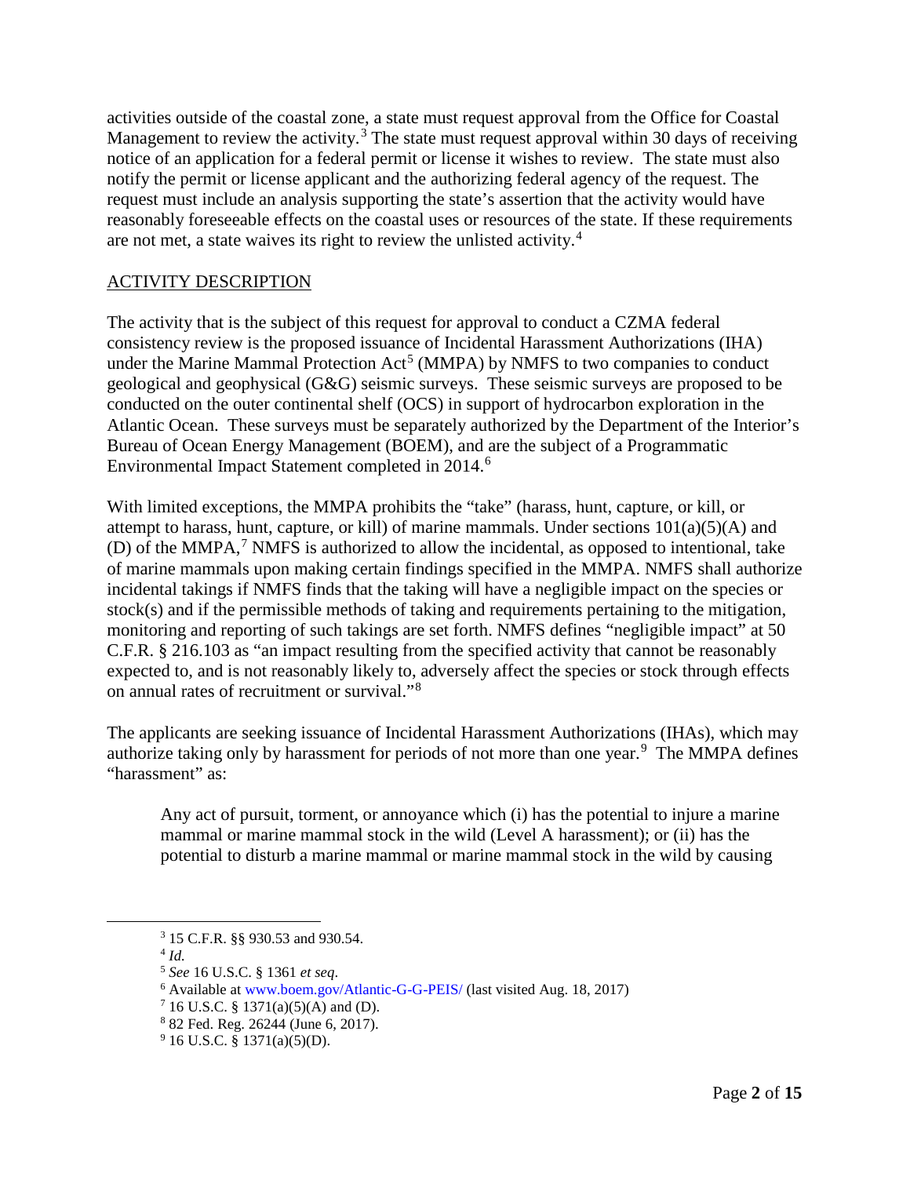activities outside of the coastal zone, a state must request approval from the Office for Coastal Management to review the activity.[3] The state must request approval within 30 days of receiving notice of an application for a federal permit or license it wishes to review. The state must also notify the permit or license applicant and the authorizing federal agency of the request. The request must include an analysis supporting the state's assertion that the activity would have reasonably foreseeable effects on the coastal uses or resources of the state. If these requirements are not met, a state waives its right to review the unlisted activity.[4]

## ACTIVITY DESCRIPTION

The activity that is the subject of this request for approval to conduct a CZMA federal consistency review is the proposed issuance of Incidental Harassment Authorizations (IHA) under the Marine Mammal Protection Act[5] (MMPA) by NMFS to two companies to conduct geological and geophysical (G&G) seismic surveys. These seismic surveys are proposed to be conducted on the outer continental shelf (OCS) in support of hydrocarbon exploration in the Atlantic Ocean. These surveys must be separately authorized by the Department of the Interior's Bureau of Ocean Energy Management (BOEM), and are the subject of a Programmatic Environmental Impact Statement completed in 2014.[6]

With limited exceptions, the MMPA prohibits the "take" (harass, hunt, capture, or kill, or attempt to harass, hunt, capture, or kill) of marine mammals. Under sections 101(a)(5)(A) and (D) of the MMPA,[7] NMFS is authorized to allow the incidental, as opposed to intentional, take of marine mammals upon making certain findings specified in the MMPA. NMFS shall authorize incidental takings if NMFS finds that the taking will have a negligible impact on the species or stock(s) and if the permissible methods of taking and requirements pertaining to the mitigation, monitoring and reporting of such takings are set forth. NMFS defines "negligible impact" at 50 C.F.R. § 216.103 as "an impact resulting from the specified activity that cannot be reasonably expected to, and is not reasonably likely to, adversely affect the species or stock through effects on annual rates of recruitment or survival."[8]

The applicants are seeking issuance of Incidental Harassment Authorizations (IHAs), which may authorize taking only by harassment for periods of not more than one year.[9] The MMPA defines "harassment" as:

> Any act of pursuit, torment, or annoyance which (i) has the potential to injure a marine mammal or marine mammal stock in the wild (Level A harassment); or (ii) has the potential to disturb a marine mammal or marine mammal stock in the wild by causing

---

[3] 15 C.F.R. §§ 930.53 and 930.54.

[4] *Id.*

[5] *See* 16 U.S.C. § 1361 *et seq*.

[6] Available at www.boem.gov/Atlantic-G-G-PEIS/ (last visited Aug. 18, 2017)

[7] 16 U.S.C. § 1371(a)(5)(A) and (D).

[8] 82 Fed. Reg. 26244 (June 6, 2017).

[9] 16 U.S.C. § 1371(a)(5)(D).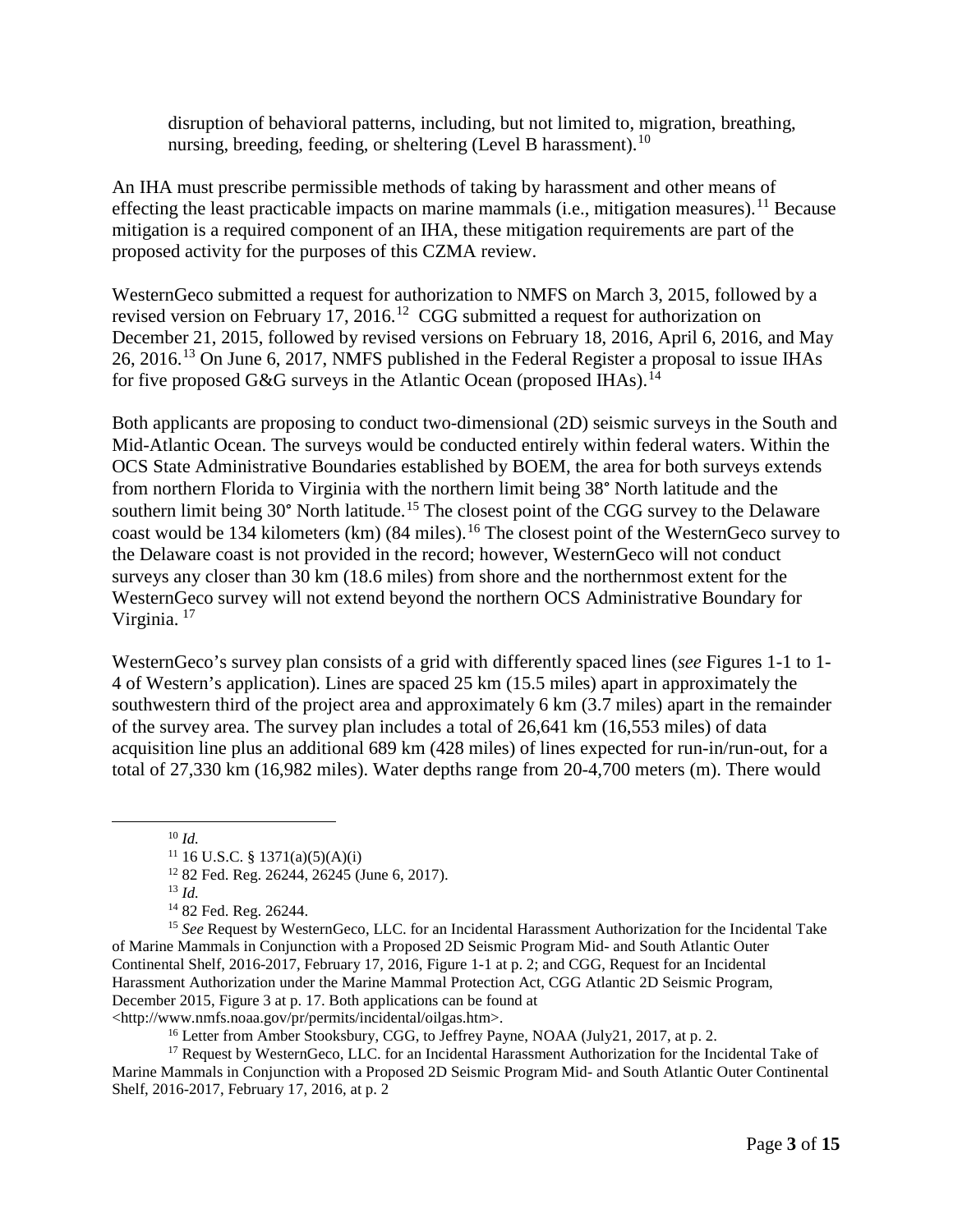> disruption of behavioral patterns, including, but not limited to, migration, breathing, nursing, breeding, feeding, or sheltering (Level B harassment).[10]

An IHA must prescribe permissible methods of taking by harassment and other means of effecting the least practicable impacts on marine mammals (i.e., mitigation measures).[11] Because mitigation is a required component of an IHA, these mitigation requirements are part of the proposed activity for the purposes of this CZMA review.

WesternGeco submitted a request for authorization to NMFS on March 3, 2015, followed by a revised version on February 17, 2016.[12] CGG submitted a request for authorization on December 21, 2015, followed by revised versions on February 18, 2016, April 6, 2016, and May 26, 2016.[13] On June 6, 2017, NMFS published in the Federal Register a proposal to issue IHAs for five proposed G&G surveys in the Atlantic Ocean (proposed IHAs).[14]

Both applicants are proposing to conduct two-dimensional (2D) seismic surveys in the South and Mid-Atlantic Ocean. The surveys would be conducted entirely within federal waters. Within the OCS State Administrative Boundaries established by BOEM, the area for both surveys extends from northern Florida to Virginia with the northern limit being 38° North latitude and the southern limit being 30° North latitude.[15] The closest point of the CGG survey to the Delaware coast would be 134 kilometers (km) (84 miles).[16] The closest point of the WesternGeco survey to the Delaware coast is not provided in the record; however, WesternGeco will not conduct surveys any closer than 30 km (18.6 miles) from shore and the northernmost extent for the WesternGeco survey will not extend beyond the northern OCS Administrative Boundary for Virginia.[17]

WesternGeco's survey plan consists of a grid with differently spaced lines (*see* Figures 1-1 to 1-4 of Western's application). Lines are spaced 25 km (15.5 miles) apart in approximately the southwestern third of the project area and approximately 6 km (3.7 miles) apart in the remainder of the survey area. The survey plan includes a total of 26,641 km (16,553 miles) of data acquisition line plus an additional 689 km (428 miles) of lines expected for run-in/run-out, for a total of 27,330 km (16,982 miles). Water depths range from 20-4,700 meters (m). There would

---

[10] *Id.*

[11] 16 U.S.C. § 1371(a)(5)(A)(i)

[12] 82 Fed. Reg. 26244, 26245 (June 6, 2017).

[13] *Id.*

[14] 82 Fed. Reg. 26244.

[15] *See* Request by WesternGeco, LLC. for an Incidental Harassment Authorization for the Incidental Take of Marine Mammals in Conjunction with a Proposed 2D Seismic Program Mid- and South Atlantic Outer Continental Shelf, 2016-2017, February 17, 2016, Figure 1-1 at p. 2; and CGG, Request for an Incidental Harassment Authorization under the Marine Mammal Protection Act, CGG Atlantic 2D Seismic Program, December 2015, Figure 3 at p. 17. Both applications can be found at <http://www.nmfs.noaa.gov/pr/permits/incidental/oilgas.htm>.

[16] Letter from Amber Stooksbury, CGG, to Jeffrey Payne, NOAA (July21, 2017, at p. 2.

[17] Request by WesternGeco, LLC. for an Incidental Harassment Authorization for the Incidental Take of Marine Mammals in Conjunction with a Proposed 2D Seismic Program Mid- and South Atlantic Outer Continental Shelf, 2016-2017, February 17, 2016, at p. 2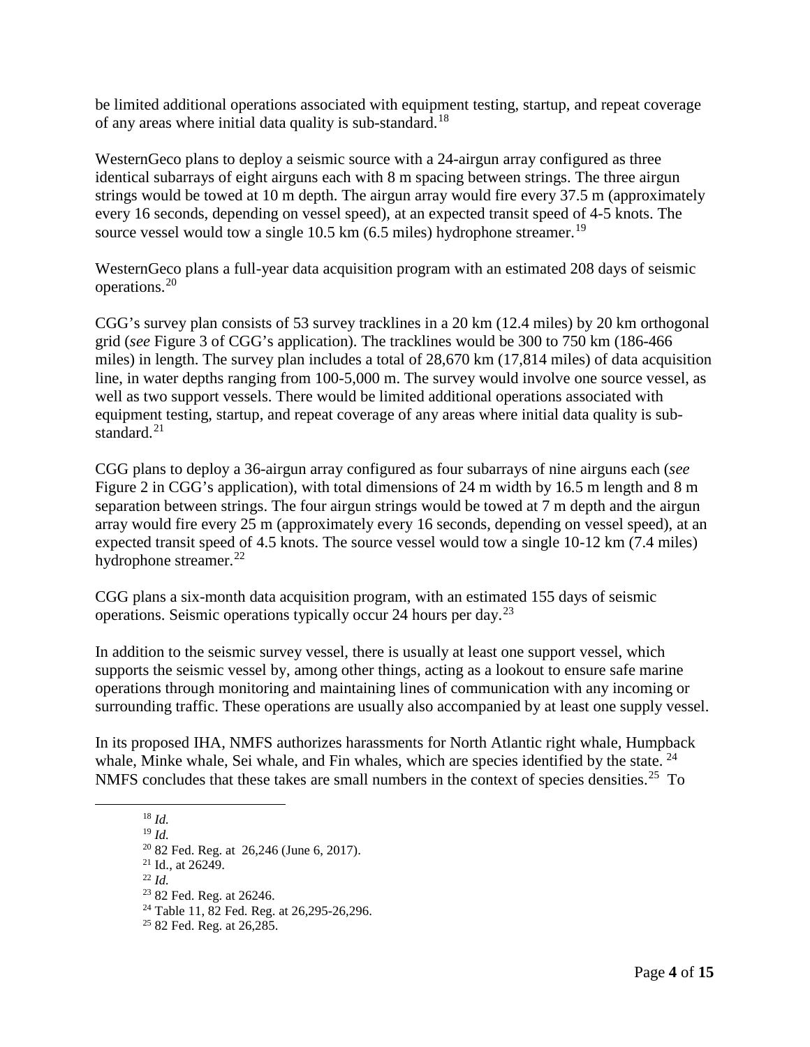be limited additional operations associated with equipment testing, startup, and repeat coverage of any areas where initial data quality is sub-standard.[18]

WesternGeco plans to deploy a seismic source with a 24-airgun array configured as three identical subarrays of eight airguns each with 8 m spacing between strings. The three airgun strings would be towed at 10 m depth. The airgun array would fire every 37.5 m (approximately every 16 seconds, depending on vessel speed), at an expected transit speed of 4-5 knots. The source vessel would tow a single 10.5 km (6.5 miles) hydrophone streamer.[19]

WesternGeco plans a full-year data acquisition program with an estimated 208 days of seismic operations.[20]

CGG's survey plan consists of 53 survey tracklines in a 20 km (12.4 miles) by 20 km orthogonal grid (*see* Figure 3 of CGG's application). The tracklines would be 300 to 750 km (186-466 miles) in length. The survey plan includes a total of 28,670 km (17,814 miles) of data acquisition line, in water depths ranging from 100-5,000 m. The survey would involve one source vessel, as well as two support vessels. There would be limited additional operations associated with equipment testing, startup, and repeat coverage of any areas where initial data quality is sub-standard.[21]

CGG plans to deploy a 36-airgun array configured as four subarrays of nine airguns each (*see* Figure 2 in CGG's application), with total dimensions of 24 m width by 16.5 m length and 8 m separation between strings. The four airgun strings would be towed at 7 m depth and the airgun array would fire every 25 m (approximately every 16 seconds, depending on vessel speed), at an expected transit speed of 4.5 knots. The source vessel would tow a single 10-12 km (7.4 miles) hydrophone streamer.[22]

CGG plans a six-month data acquisition program, with an estimated 155 days of seismic operations. Seismic operations typically occur 24 hours per day.[23]

In addition to the seismic survey vessel, there is usually at least one support vessel, which supports the seismic vessel by, among other things, acting as a lookout to ensure safe marine operations through monitoring and maintaining lines of communication with any incoming or surrounding traffic. These operations are usually also accompanied by at least one supply vessel.

In its proposed IHA, NMFS authorizes harassments for North Atlantic right whale, Humpback whale, Minke whale, Sei whale, and Fin whales, which are species identified by the state.[24] NMFS concludes that these takes are small numbers in the context of species densities.[25] To

---

[18] *Id.*

[19] *Id.*

[20] 82 Fed. Reg. at 26,246 (June 6, 2017).

[21] Id., at 26249.

[22] *Id.*

[23] 82 Fed. Reg. at 26246.

[24] Table 11, 82 Fed. Reg. at 26,295-26,296.

[25] 82 Fed. Reg. at 26,285.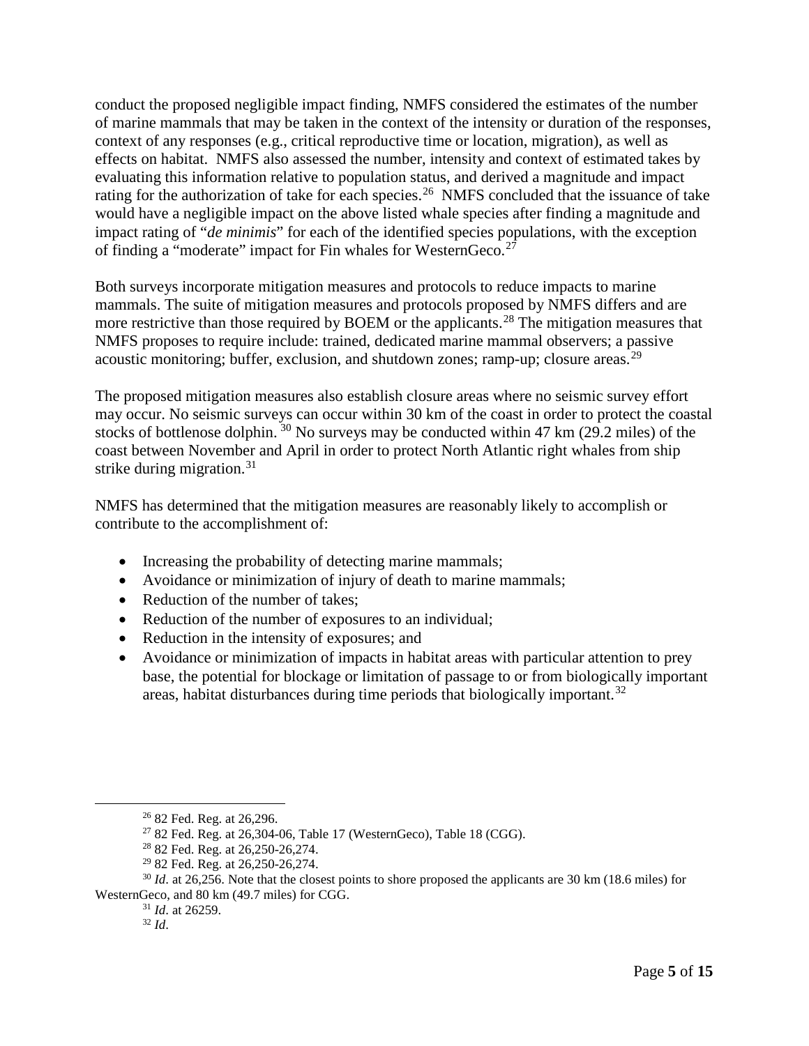conduct the proposed negligible impact finding, NMFS considered the estimates of the number of marine mammals that may be taken in the context of the intensity or duration of the responses, context of any responses (e.g., critical reproductive time or location, migration), as well as effects on habitat. NMFS also assessed the number, intensity and context of estimated takes by evaluating this information relative to population status, and derived a magnitude and impact rating for the authorization of take for each species.[26] NMFS concluded that the issuance of take would have a negligible impact on the above listed whale species after finding a magnitude and impact rating of "*de minimis*" for each of the identified species populations, with the exception of finding a "moderate" impact for Fin whales for WesternGeco.[27]

Both surveys incorporate mitigation measures and protocols to reduce impacts to marine mammals. The suite of mitigation measures and protocols proposed by NMFS differs and are more restrictive than those required by BOEM or the applicants.[28] The mitigation measures that NMFS proposes to require include: trained, dedicated marine mammal observers; a passive acoustic monitoring; buffer, exclusion, and shutdown zones; ramp-up; closure areas.[29]

The proposed mitigation measures also establish closure areas where no seismic survey effort may occur. No seismic surveys can occur within 30 km of the coast in order to protect the coastal stocks of bottlenose dolphin.[30] No surveys may be conducted within 47 km (29.2 miles) of the coast between November and April in order to protect North Atlantic right whales from ship strike during migration.[31]

NMFS has determined that the mitigation measures are reasonably likely to accomplish or contribute to the accomplishment of:

- Increasing the probability of detecting marine mammals;
- Avoidance or minimization of injury of death to marine mammals;
- Reduction of the number of takes;
- Reduction of the number of exposures to an individual;
- Reduction in the intensity of exposures; and
- Avoidance or minimization of impacts in habitat areas with particular attention to prey base, the potential for blockage or limitation of passage to or from biologically important areas, habitat disturbances during time periods that biologically important.[32]

---

[26] 82 Fed. Reg. at 26,296.

[27] 82 Fed. Reg. at 26,304-06, Table 17 (WesternGeco), Table 18 (CGG).

[28] 82 Fed. Reg. at 26,250-26,274.

[29] 82 Fed. Reg. at 26,250-26,274.

[30] *Id*. at 26,256. Note that the closest points to shore proposed the applicants are 30 km (18.6 miles) for WesternGeco, and 80 km (49.7 miles) for CGG.

[31] *Id*. at 26259.

[32] *Id*.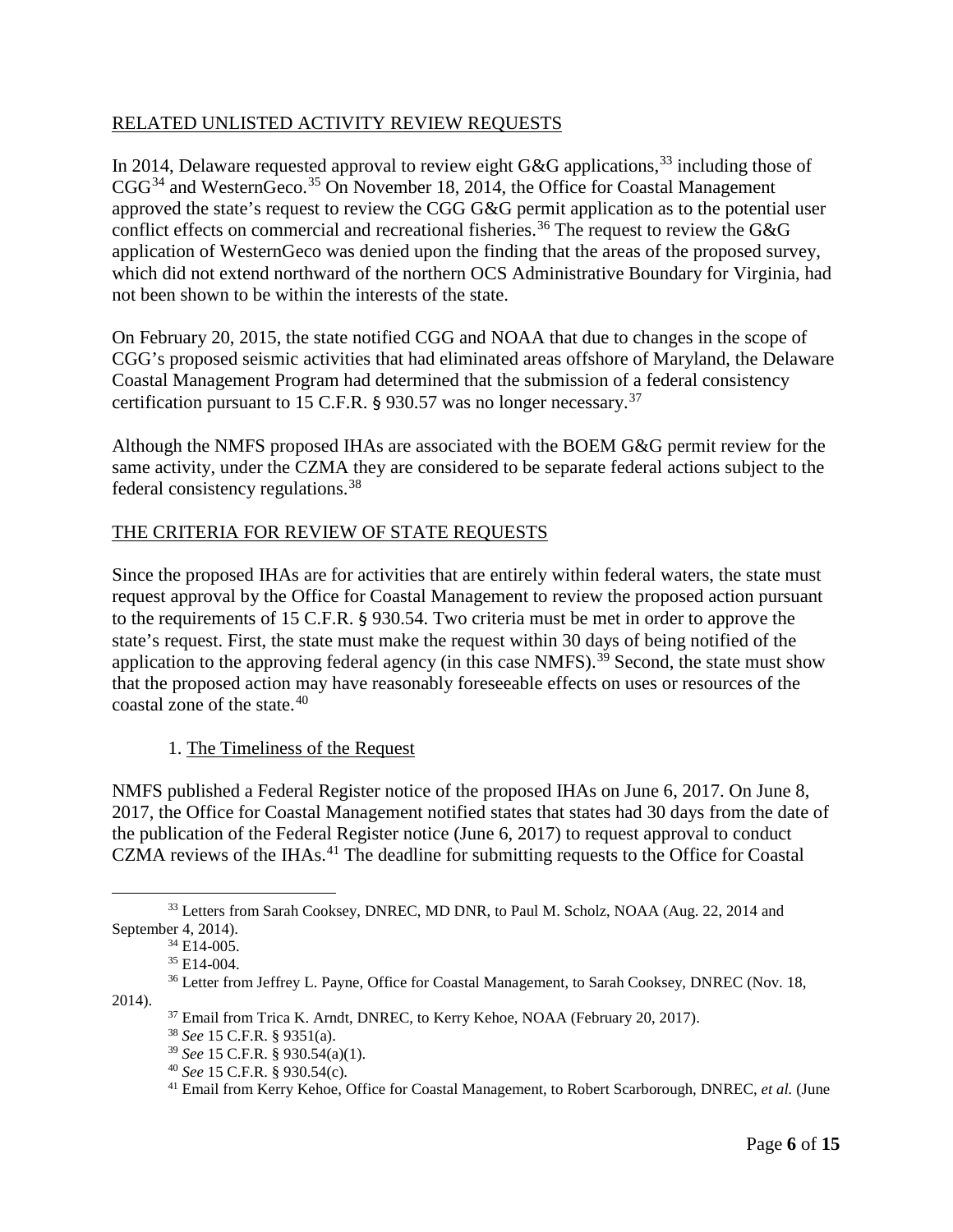RELATED UNLISTED ACTIVITY REVIEW REQUESTS

In 2014, Delaware requested approval to review eight G&G applications,[33] including those of CGG[34] and WesternGeco.[35] On November 18, 2014, the Office for Coastal Management approved the state's request to review the CGG G&G permit application as to the potential user conflict effects on commercial and recreational fisheries.[36] The request to review the G&G application of WesternGeco was denied upon the finding that the areas of the proposed survey, which did not extend northward of the northern OCS Administrative Boundary for Virginia, had not been shown to be within the interests of the state.

On February 20, 2015, the state notified CGG and NOAA that due to changes in the scope of CGG's proposed seismic activities that had eliminated areas offshore of Maryland, the Delaware Coastal Management Program had determined that the submission of a federal consistency certification pursuant to 15 C.F.R. § 930.57 was no longer necessary.[37]

Although the NMFS proposed IHAs are associated with the BOEM G&G permit review for the same activity, under the CZMA they are considered to be separate federal actions subject to the federal consistency regulations.[38]

THE CRITERIA FOR REVIEW OF STATE REQUESTS

Since the proposed IHAs are for activities that are entirely within federal waters, the state must request approval by the Office for Coastal Management to review the proposed action pursuant to the requirements of 15 C.F.R. § 930.54. Two criteria must be met in order to approve the state's request. First, the state must make the request within 30 days of being notified of the application to the approving federal agency (in this case NMFS).[39] Second, the state must show that the proposed action may have reasonably foreseeable effects on uses or resources of the coastal zone of the state.[40]

1. The Timeliness of the Request

NMFS published a Federal Register notice of the proposed IHAs on June 6, 2017. On June 8, 2017, the Office for Coastal Management notified states that states had 30 days from the date of the publication of the Federal Register notice (June 6, 2017) to request approval to conduct CZMA reviews of the IHAs.[41] The deadline for submitting requests to the Office for Coastal

---

[33] Letters from Sarah Cooksey, DNREC, MD DNR, to Paul M. Scholz, NOAA (Aug. 22, 2014 and September 4, 2014).

[34] E14-005.

[35] E14-004.

[36] Letter from Jeffrey L. Payne, Office for Coastal Management, to Sarah Cooksey, DNREC (Nov. 18, 2014).

[37] Email from Trica K. Arndt, DNREC, to Kerry Kehoe, NOAA (February 20, 2017).

[38] *See* 15 C.F.R. § 9351(a).

[39] *See* 15 C.F.R. § 930.54(a)(1).

[40] *See* 15 C.F.R. § 930.54(c).

[41] Email from Kerry Kehoe, Office for Coastal Management, to Robert Scarborough, DNREC, *et al.* (June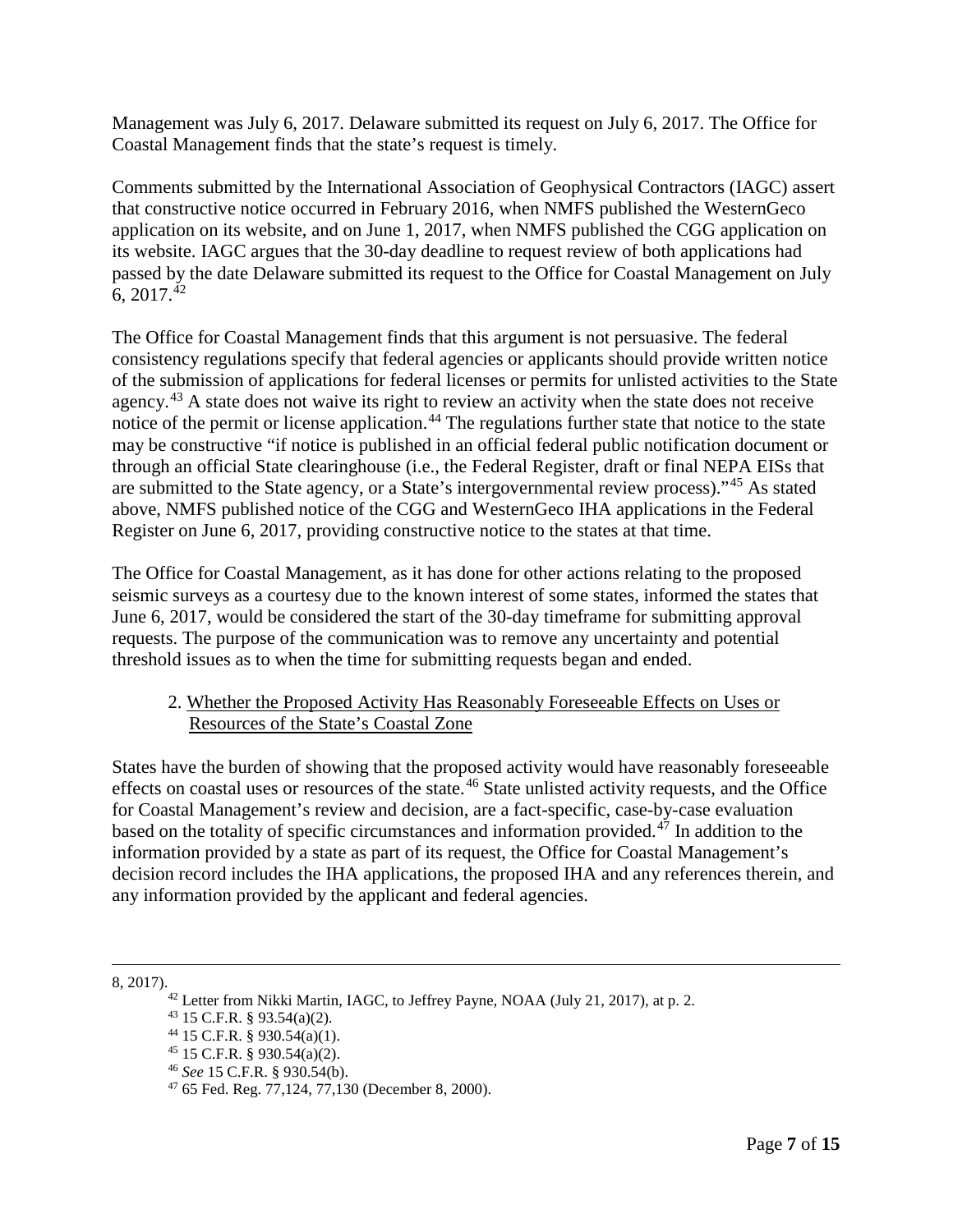Management was July 6, 2017. Delaware submitted its request on July 6, 2017. The Office for Coastal Management finds that the state's request is timely.

Comments submitted by the International Association of Geophysical Contractors (IAGC) assert that constructive notice occurred in February 2016, when NMFS published the WesternGeco application on its website, and on June 1, 2017, when NMFS published the CGG application on its website. IAGC argues that the 30-day deadline to request review of both applications had passed by the date Delaware submitted its request to the Office for Coastal Management on July 6, 2017.[42]

The Office for Coastal Management finds that this argument is not persuasive. The federal consistency regulations specify that federal agencies or applicants should provide written notice of the submission of applications for federal licenses or permits for unlisted activities to the State agency.[43] A state does not waive its right to review an activity when the state does not receive notice of the permit or license application.[44] The regulations further state that notice to the state may be constructive "if notice is published in an official federal public notification document or through an official State clearinghouse (i.e., the Federal Register, draft or final NEPA EISs that are submitted to the State agency, or a State's intergovernmental review process)."[45] As stated above, NMFS published notice of the CGG and WesternGeco IHA applications in the Federal Register on June 6, 2017, providing constructive notice to the states at that time.

The Office for Coastal Management, as it has done for other actions relating to the proposed seismic surveys as a courtesy due to the known interest of some states, informed the states that June 6, 2017, would be considered the start of the 30-day timeframe for submitting approval requests. The purpose of the communication was to remove any uncertainty and potential threshold issues as to when the time for submitting requests began and ended.

2. Whether the Proposed Activity Has Reasonably Foreseeable Effects on Uses or Resources of the State's Coastal Zone

States have the burden of showing that the proposed activity would have reasonably foreseeable effects on coastal uses or resources of the state.[46] State unlisted activity requests, and the Office for Coastal Management's review and decision, are a fact-specific, case-by-case evaluation based on the totality of specific circumstances and information provided.[47] In addition to the information provided by a state as part of its request, the Office for Coastal Management's decision record includes the IHA applications, the proposed IHA and any references therein, and any information provided by the applicant and federal agencies.

---

8, 2017).

[42] Letter from Nikki Martin, IAGC, to Jeffrey Payne, NOAA (July 21, 2017), at p. 2.

[43] 15 C.F.R. § 93.54(a)(2).

[44] 15 C.F.R. § 930.54(a)(1).

[45] 15 C.F.R. § 930.54(a)(2).

[46] *See* 15 C.F.R. § 930.54(b).

[47] 65 Fed. Reg. 77,124, 77,130 (December 8, 2000).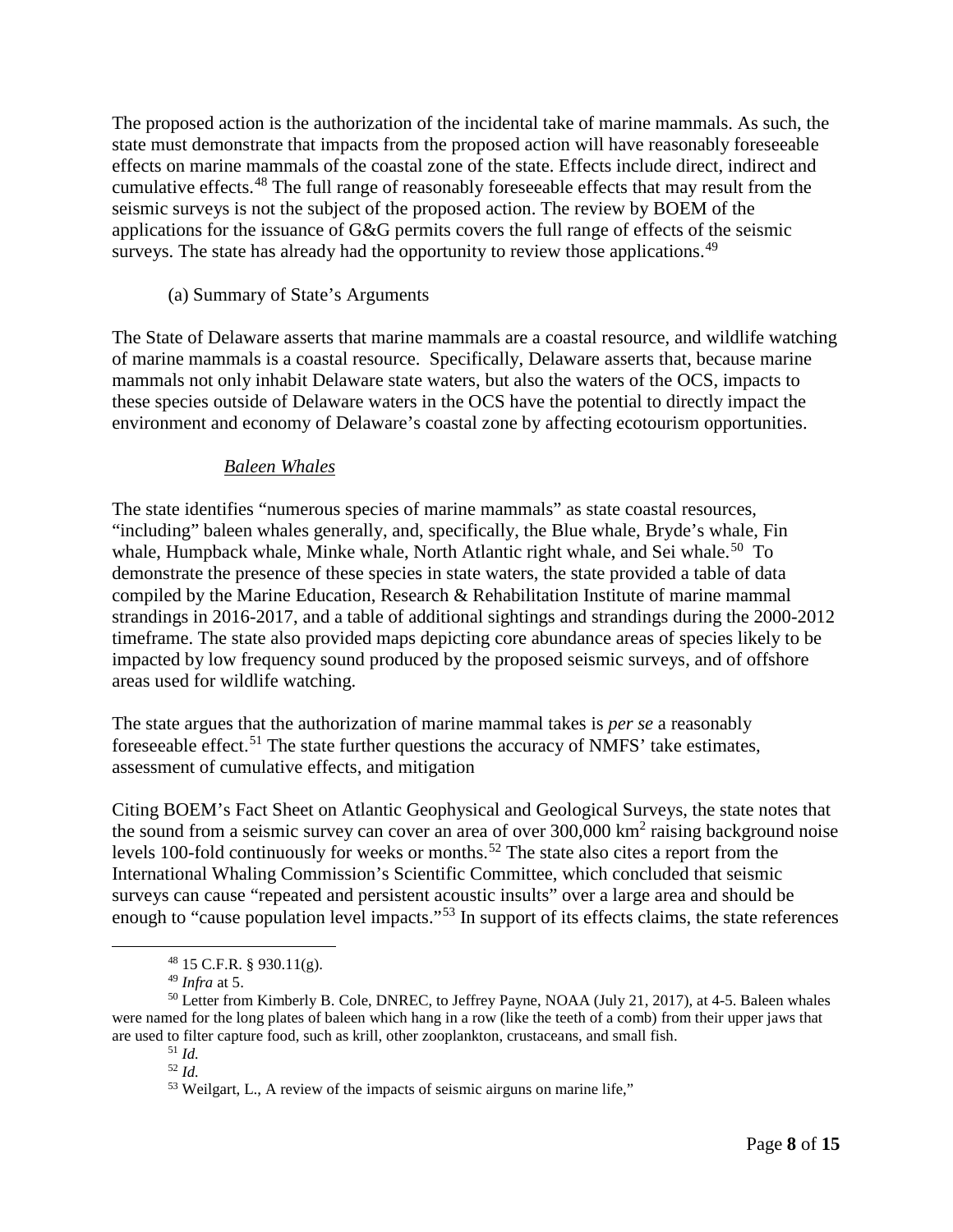The proposed action is the authorization of the incidental take of marine mammals. As such, the state must demonstrate that impacts from the proposed action will have reasonably foreseeable effects on marine mammals of the coastal zone of the state. Effects include direct, indirect and cumulative effects.[48] The full range of reasonably foreseeable effects that may result from the seismic surveys is not the subject of the proposed action. The review by BOEM of the applications for the issuance of G&G permits covers the full range of effects of the seismic surveys. The state has already had the opportunity to review those applications.[49]

(a) Summary of State's Arguments

The State of Delaware asserts that marine mammals are a coastal resource, and wildlife watching of marine mammals is a coastal resource. Specifically, Delaware asserts that, because marine mammals not only inhabit Delaware state waters, but also the waters of the OCS, impacts to these species outside of Delaware waters in the OCS have the potential to directly impact the environment and economy of Delaware's coastal zone by affecting ecotourism opportunities.

<u>Baleen Whales</u>

The state identifies "numerous species of marine mammals" as state coastal resources, "including" baleen whales generally, and, specifically, the Blue whale, Bryde's whale, Fin whale, Humpback whale, Minke whale, North Atlantic right whale, and Sei whale.[50] To demonstrate the presence of these species in state waters, the state provided a table of data compiled by the Marine Education, Research & Rehabilitation Institute of marine mammal strandings in 2016-2017, and a table of additional sightings and strandings during the 2000-2012 timeframe. The state also provided maps depicting core abundance areas of species likely to be impacted by low frequency sound produced by the proposed seismic surveys, and of offshore areas used for wildlife watching.

The state argues that the authorization of marine mammal takes is *per se* a reasonably foreseeable effect.[51] The state further questions the accuracy of NMFS' take estimates, assessment of cumulative effects, and mitigation

Citing BOEM's Fact Sheet on Atlantic Geophysical and Geological Surveys, the state notes that the sound from a seismic survey can cover an area of over 300,000 km$^2$ raising background noise levels 100-fold continuously for weeks or months.[52] The state also cites a report from the International Whaling Commission's Scientific Committee, which concluded that seismic surveys can cause "repeated and persistent acoustic insults" over a large area and should be enough to "cause population level impacts."[53] In support of its effects claims, the state references

---

[48] 15 C.F.R. § 930.11(g).

[49] *Infra* at 5.

[50] Letter from Kimberly B. Cole, DNREC, to Jeffrey Payne, NOAA (July 21, 2017), at 4-5. Baleen whales were named for the long plates of baleen which hang in a row (like the teeth of a comb) from their upper jaws that are used to filter capture food, such as krill, other zooplankton, crustaceans, and small fish.

[51] *Id.*

[52] *Id.*

[53] Weilgart, L., A review of the impacts of seismic airguns on marine life,"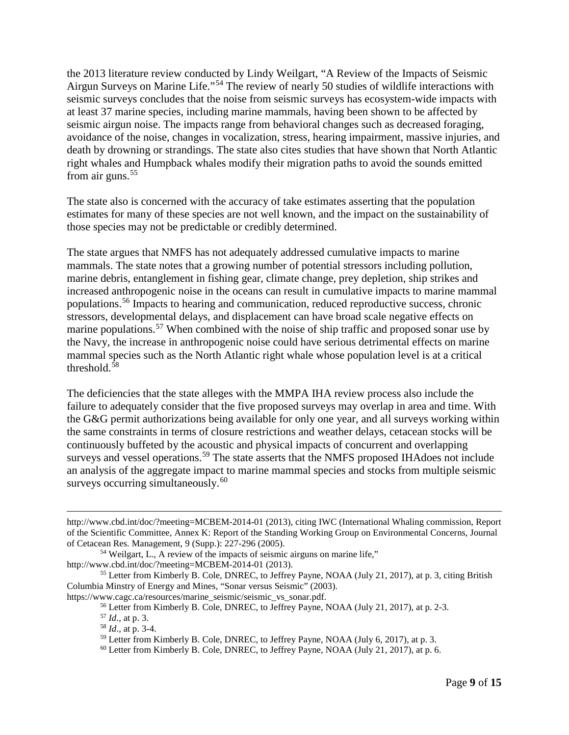the 2013 literature review conducted by Lindy Weilgart, "A Review of the Impacts of Seismic Airgun Surveys on Marine Life."[54] The review of nearly 50 studies of wildlife interactions with seismic surveys concludes that the noise from seismic surveys has ecosystem-wide impacts with at least 37 marine species, including marine mammals, having been shown to be affected by seismic airgun noise. The impacts range from behavioral changes such as decreased foraging, avoidance of the noise, changes in vocalization, stress, hearing impairment, massive injuries, and death by drowning or strandings. The state also cites studies that have shown that North Atlantic right whales and Humpback whales modify their migration paths to avoid the sounds emitted from air guns.[55]

The state also is concerned with the accuracy of take estimates asserting that the population estimates for many of these species are not well known, and the impact on the sustainability of those species may not be predictable or credibly determined.

The state argues that NMFS has not adequately addressed cumulative impacts to marine mammals. The state notes that a growing number of potential stressors including pollution, marine debris, entanglement in fishing gear, climate change, prey depletion, ship strikes and increased anthropogenic noise in the oceans can result in cumulative impacts to marine mammal populations.[56] Impacts to hearing and communication, reduced reproductive success, chronic stressors, developmental delays, and displacement can have broad scale negative effects on marine populations.[57] When combined with the noise of ship traffic and proposed sonar use by the Navy, the increase in anthropogenic noise could have serious detrimental effects on marine mammal species such as the North Atlantic right whale whose population level is at a critical threshold.[58]

The deficiencies that the state alleges with the MMPA IHA review process also include the failure to adequately consider that the five proposed surveys may overlap in area and time. With the G&G permit authorizations being available for only one year, and all surveys working within the same constraints in terms of closure restrictions and weather delays, cetacean stocks will be continuously buffeted by the acoustic and physical impacts of concurrent and overlapping surveys and vessel operations.[59] The state asserts that the NMFS proposed IHAdoes not include an analysis of the aggregate impact to marine mammal species and stocks from multiple seismic surveys occurring simultaneously.[60]

---

http://www.cbd.int/doc/?meeting=MCBEM-2014-01 (2013), citing IWC (International Whaling commission, Report of the Scientific Committee, Annex K: Report of the Standing Working Group on Environmental Concerns, Journal of Cetacean Res. Management, 9 (Supp.): 227-296 (2005).

[54] Weilgart, L., A review of the impacts of seismic airguns on marine life," http://www.cbd.int/doc/?meeting=MCBEM-2014-01 (2013).

[55] Letter from Kimberly B. Cole, DNREC, to Jeffrey Payne, NOAA (July 21, 2017), at p. 3, citing British Columbia Minstry of Energy and Mines, "Sonar versus Seismic" (2003). https://www.cagc.ca/resources/marine_seismic/seismic_vs_sonar.pdf.

[56] Letter from Kimberly B. Cole, DNREC, to Jeffrey Payne, NOAA (July 21, 2017), at p. 2-3.

[57] *Id*., at p. 3.

[58] *Id*., at p. 3-4.

[59] Letter from Kimberly B. Cole, DNREC, to Jeffrey Payne, NOAA (July 6, 2017), at p. 3.

[60] Letter from Kimberly B. Cole, DNREC, to Jeffrey Payne, NOAA (July 21, 2017), at p. 6.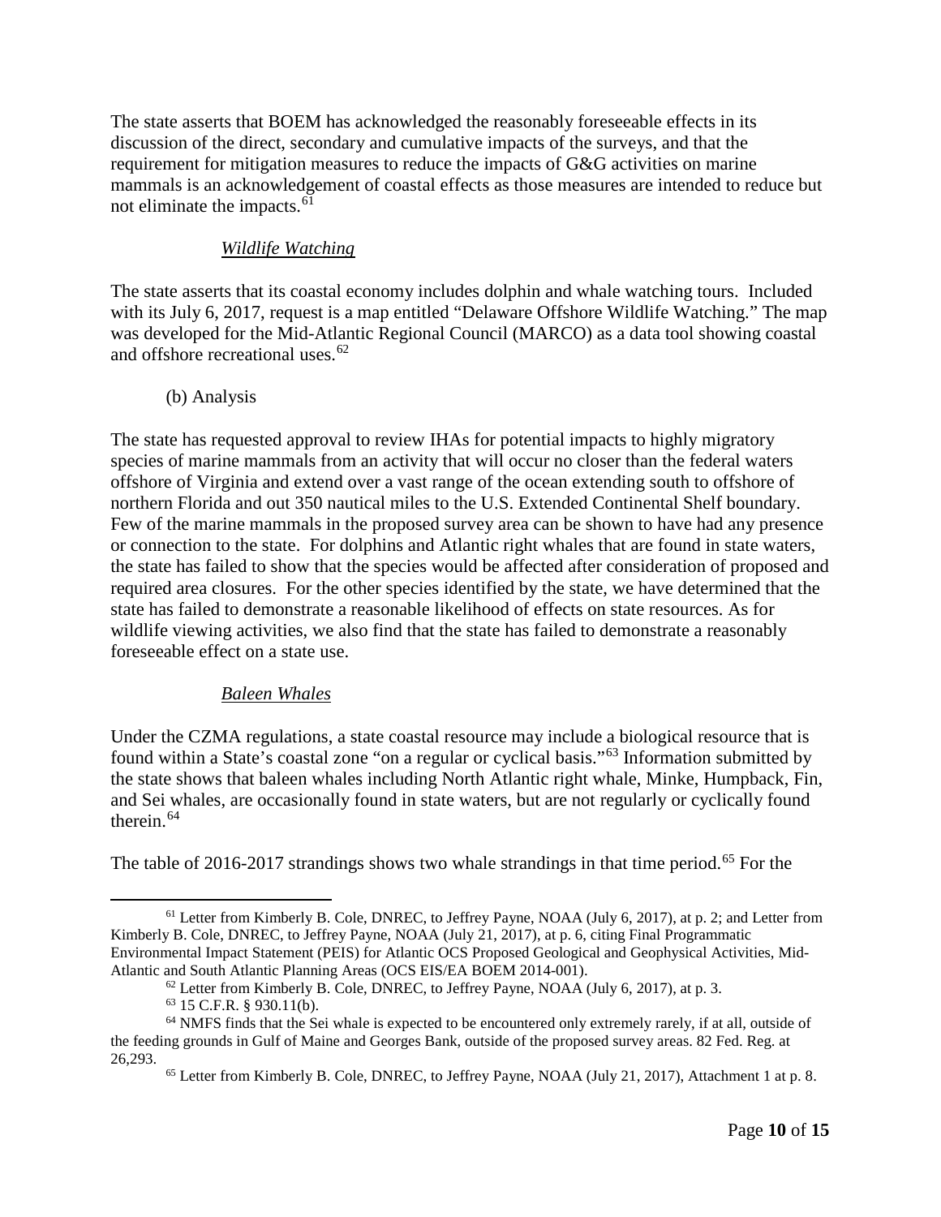The state asserts that BOEM has acknowledged the reasonably foreseeable effects in its discussion of the direct, secondary and cumulative impacts of the surveys, and that the requirement for mitigation measures to reduce the impacts of G&G activities on marine mammals is an acknowledgement of coastal effects as those measures are intended to reduce but not eliminate the impacts.[61]

*Wildlife Watching*

The state asserts that its coastal economy includes dolphin and whale watching tours. Included with its July 6, 2017, request is a map entitled "Delaware Offshore Wildlife Watching." The map was developed for the Mid-Atlantic Regional Council (MARCO) as a data tool showing coastal and offshore recreational uses.[62]

(b) Analysis

The state has requested approval to review IHAs for potential impacts to highly migratory species of marine mammals from an activity that will occur no closer than the federal waters offshore of Virginia and extend over a vast range of the ocean extending south to offshore of northern Florida and out 350 nautical miles to the U.S. Extended Continental Shelf boundary. Few of the marine mammals in the proposed survey area can be shown to have had any presence or connection to the state. For dolphins and Atlantic right whales that are found in state waters, the state has failed to show that the species would be affected after consideration of proposed and required area closures. For the other species identified by the state, we have determined that the state has failed to demonstrate a reasonable likelihood of effects on state resources. As for wildlife viewing activities, we also find that the state has failed to demonstrate a reasonably foreseeable effect on a state use.

*Baleen Whales*

Under the CZMA regulations, a state coastal resource may include a biological resource that is found within a State's coastal zone "on a regular or cyclical basis."[63] Information submitted by the state shows that baleen whales including North Atlantic right whale, Minke, Humpback, Fin, and Sei whales, are occasionally found in state waters, but are not regularly or cyclically found therein.[64]

The table of 2016-2017 strandings shows two whale strandings in that time period.[65] For the

---

[61] Letter from Kimberly B. Cole, DNREC, to Jeffrey Payne, NOAA (July 6, 2017), at p. 2; and Letter from Kimberly B. Cole, DNREC, to Jeffrey Payne, NOAA (July 21, 2017), at p. 6, citing Final Programmatic Environmental Impact Statement (PEIS) for Atlantic OCS Proposed Geological and Geophysical Activities, Mid-Atlantic and South Atlantic Planning Areas (OCS EIS/EA BOEM 2014-001).

[62] Letter from Kimberly B. Cole, DNREC, to Jeffrey Payne, NOAA (July 6, 2017), at p. 3.

[63] 15 C.F.R. § 930.11(b).

[64] NMFS finds that the Sei whale is expected to be encountered only extremely rarely, if at all, outside of the feeding grounds in Gulf of Maine and Georges Bank, outside of the proposed survey areas. 82 Fed. Reg. at 26,293.

[65] Letter from Kimberly B. Cole, DNREC, to Jeffrey Payne, NOAA (July 21, 2017), Attachment 1 at p. 8.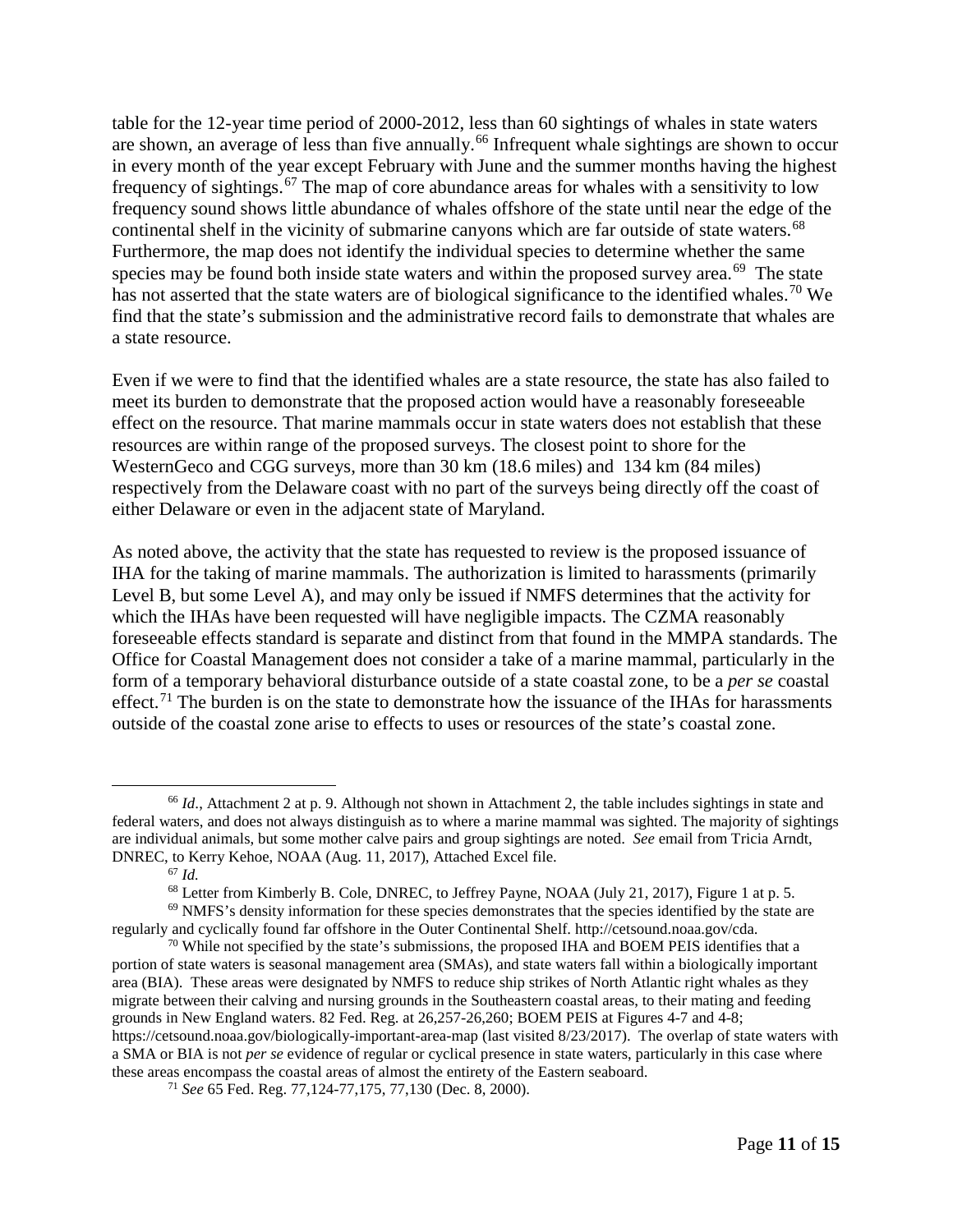table for the 12-year time period of 2000-2012, less than 60 sightings of whales in state waters are shown, an average of less than five annually.[66] Infrequent whale sightings are shown to occur in every month of the year except February with June and the summer months having the highest frequency of sightings.[67] The map of core abundance areas for whales with a sensitivity to low frequency sound shows little abundance of whales offshore of the state until near the edge of the continental shelf in the vicinity of submarine canyons which are far outside of state waters.[68] Furthermore, the map does not identify the individual species to determine whether the same species may be found both inside state waters and within the proposed survey area.[69] The state has not asserted that the state waters are of biological significance to the identified whales.[70] We find that the state's submission and the administrative record fails to demonstrate that whales are a state resource.

Even if we were to find that the identified whales are a state resource, the state has also failed to meet its burden to demonstrate that the proposed action would have a reasonably foreseeable effect on the resource. That marine mammals occur in state waters does not establish that these resources are within range of the proposed surveys. The closest point to shore for the WesternGeco and CGG surveys, more than 30 km (18.6 miles) and 134 km (84 miles) respectively from the Delaware coast with no part of the surveys being directly off the coast of either Delaware or even in the adjacent state of Maryland.

As noted above, the activity that the state has requested to review is the proposed issuance of IHA for the taking of marine mammals. The authorization is limited to harassments (primarily Level B, but some Level A), and may only be issued if NMFS determines that the activity for which the IHAs have been requested will have negligible impacts. The CZMA reasonably foreseeable effects standard is separate and distinct from that found in the MMPA standards. The Office for Coastal Management does not consider a take of a marine mammal, particularly in the form of a temporary behavioral disturbance outside of a state coastal zone, to be a *per se* coastal effect.[71] The burden is on the state to demonstrate how the issuance of the IHAs for harassments outside of the coastal zone arise to effects to uses or resources of the state's coastal zone.

---

[66] *Id*., Attachment 2 at p. 9. Although not shown in Attachment 2, the table includes sightings in state and federal waters, and does not always distinguish as to where a marine mammal was sighted. The majority of sightings are individual animals, but some mother calve pairs and group sightings are noted. *See* email from Tricia Arndt, DNREC, to Kerry Kehoe, NOAA (Aug. 11, 2017), Attached Excel file.

[67] *Id.*

[68] Letter from Kimberly B. Cole, DNREC, to Jeffrey Payne, NOAA (July 21, 2017), Figure 1 at p. 5.

[69] NMFS's density information for these species demonstrates that the species identified by the state are regularly and cyclically found far offshore in the Outer Continental Shelf. http://cetsound.noaa.gov/cda.

[70] While not specified by the state's submissions, the proposed IHA and BOEM PEIS identifies that a portion of state waters is seasonal management area (SMAs), and state waters fall within a biologically important area (BIA). These areas were designated by NMFS to reduce ship strikes of North Atlantic right whales as they migrate between their calving and nursing grounds in the Southeastern coastal areas, to their mating and feeding grounds in New England waters. 82 Fed. Reg. at 26,257-26,260; BOEM PEIS at Figures 4-7 and 4-8; https://cetsound.noaa.gov/biologically-important-area-map (last visited 8/23/2017). The overlap of state waters with a SMA or BIA is not *per se* evidence of regular or cyclical presence in state waters, particularly in this case where these areas encompass the coastal areas of almost the entirety of the Eastern seaboard.

[71] *See* 65 Fed. Reg. 77,124-77,175, 77,130 (Dec. 8, 2000).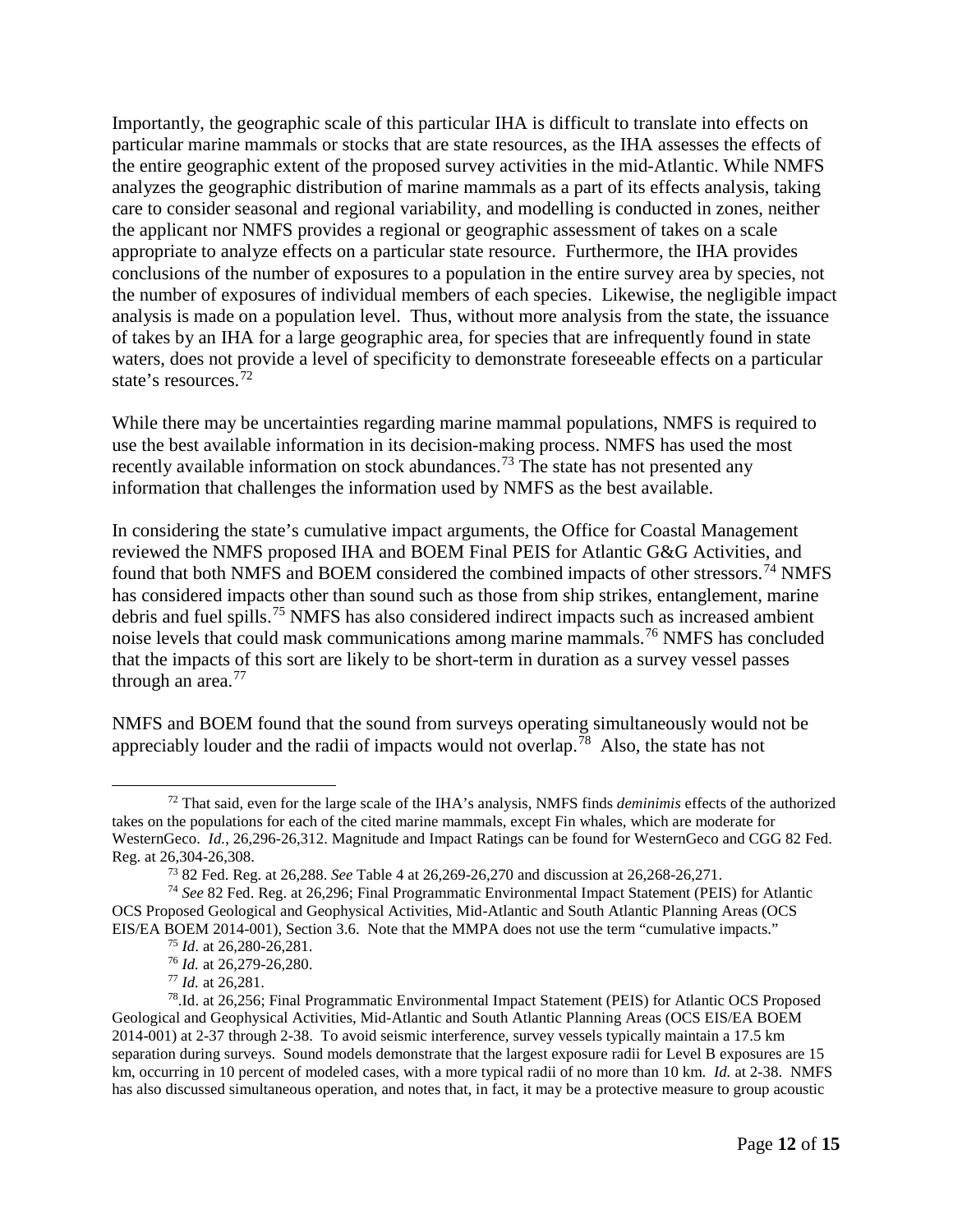Importantly, the geographic scale of this particular IHA is difficult to translate into effects on particular marine mammals or stocks that are state resources, as the IHA assesses the effects of the entire geographic extent of the proposed survey activities in the mid-Atlantic. While NMFS analyzes the geographic distribution of marine mammals as a part of its effects analysis, taking care to consider seasonal and regional variability, and modelling is conducted in zones, neither the applicant nor NMFS provides a regional or geographic assessment of takes on a scale appropriate to analyze effects on a particular state resource. Furthermore, the IHA provides conclusions of the number of exposures to a population in the entire survey area by species, not the number of exposures of individual members of each species. Likewise, the negligible impact analysis is made on a population level. Thus, without more analysis from the state, the issuance of takes by an IHA for a large geographic area, for species that are infrequently found in state waters, does not provide a level of specificity to demonstrate foreseeable effects on a particular state's resources.[72]

While there may be uncertainties regarding marine mammal populations, NMFS is required to use the best available information in its decision-making process. NMFS has used the most recently available information on stock abundances.[73] The state has not presented any information that challenges the information used by NMFS as the best available.

In considering the state's cumulative impact arguments, the Office for Coastal Management reviewed the NMFS proposed IHA and BOEM Final PEIS for Atlantic G&G Activities, and found that both NMFS and BOEM considered the combined impacts of other stressors.[74] NMFS has considered impacts other than sound such as those from ship strikes, entanglement, marine debris and fuel spills.[75] NMFS has also considered indirect impacts such as increased ambient noise levels that could mask communications among marine mammals.[76] NMFS has concluded that the impacts of this sort are likely to be short-term in duration as a survey vessel passes through an area.[77]

NMFS and BOEM found that the sound from surveys operating simultaneously would not be appreciably louder and the radii of impacts would not overlap.[78] Also, the state has not

---

[72] That said, even for the large scale of the IHA's analysis, NMFS finds *deminimis* effects of the authorized takes on the populations for each of the cited marine mammals, except Fin whales, which are moderate for WesternGeco. *Id.*, 26,296-26,312. Magnitude and Impact Ratings can be found for WesternGeco and CGG 82 Fed. Reg. at 26,304-26,308.

[73] 82 Fed. Reg. at 26,288. *See* Table 4 at 26,269-26,270 and discussion at 26,268-26,271.

[74] *See* 82 Fed. Reg. at 26,296; Final Programmatic Environmental Impact Statement (PEIS) for Atlantic OCS Proposed Geological and Geophysical Activities, Mid-Atlantic and South Atlantic Planning Areas (OCS EIS/EA BOEM 2014-001), Section 3.6. Note that the MMPA does not use the term "cumulative impacts."

[75] *Id*. at 26,280-26,281.

[76] *Id.* at 26,279-26,280.

[77] *Id.* at 26,281.

[78] Id. at 26,256; Final Programmatic Environmental Impact Statement (PEIS) for Atlantic OCS Proposed Geological and Geophysical Activities, Mid-Atlantic and South Atlantic Planning Areas (OCS EIS/EA BOEM 2014-001) at 2-37 through 2-38. To avoid seismic interference, survey vessels typically maintain a 17.5 km separation during surveys. Sound models demonstrate that the largest exposure radii for Level B exposures are 15 km, occurring in 10 percent of modeled cases, with a more typical radii of no more than 10 km. *Id.* at 2-38. NMFS has also discussed simultaneous operation, and notes that, in fact, it may be a protective measure to group acoustic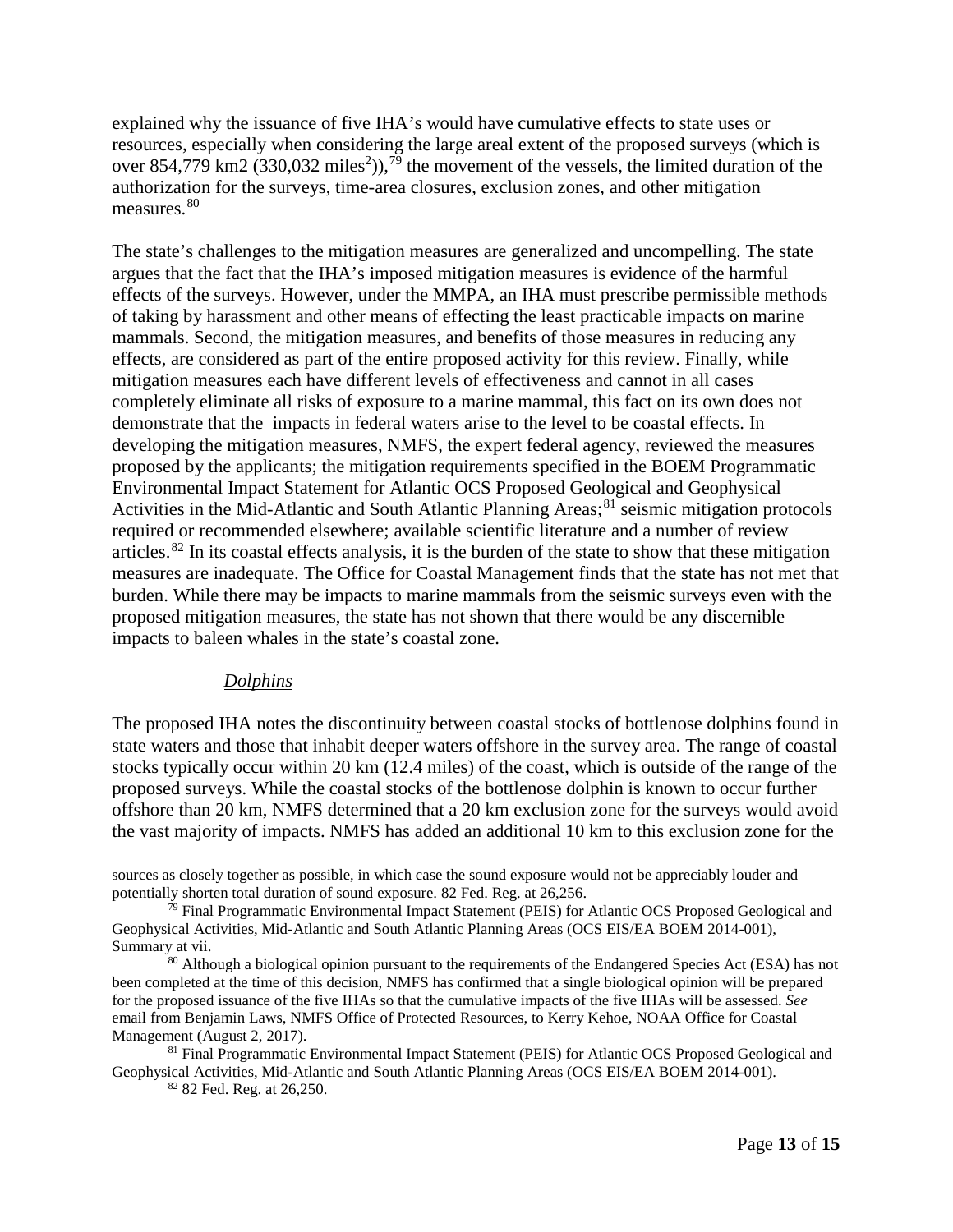explained why the issuance of five IHA's would have cumulative effects to state uses or resources, especially when considering the large areal extent of the proposed surveys (which is over 854,779 km2 (330,032 miles$^2$)),[79] the movement of the vessels, the limited duration of the authorization for the surveys, time-area closures, exclusion zones, and other mitigation measures.[80]

The state's challenges to the mitigation measures are generalized and uncompelling. The state argues that the fact that the IHA's imposed mitigation measures is evidence of the harmful effects of the surveys. However, under the MMPA, an IHA must prescribe permissible methods of taking by harassment and other means of effecting the least practicable impacts on marine mammals. Second, the mitigation measures, and benefits of those measures in reducing any effects, are considered as part of the entire proposed activity for this review. Finally, while mitigation measures each have different levels of effectiveness and cannot in all cases completely eliminate all risks of exposure to a marine mammal, this fact on its own does not demonstrate that the impacts in federal waters arise to the level to be coastal effects. In developing the mitigation measures, NMFS, the expert federal agency, reviewed the measures proposed by the applicants; the mitigation requirements specified in the BOEM Programmatic Environmental Impact Statement for Atlantic OCS Proposed Geological and Geophysical Activities in the Mid-Atlantic and South Atlantic Planning Areas;[81] seismic mitigation protocols required or recommended elsewhere; available scientific literature and a number of review articles.[82] In its coastal effects analysis, it is the burden of the state to show that these mitigation measures are inadequate. The Office for Coastal Management finds that the state has not met that burden. While there may be impacts to marine mammals from the seismic surveys even with the proposed mitigation measures, the state has not shown that there would be any discernible impacts to baleen whales in the state's coastal zone.

*Dolphins*

The proposed IHA notes the discontinuity between coastal stocks of bottlenose dolphins found in state waters and those that inhabit deeper waters offshore in the survey area. The range of coastal stocks typically occur within 20 km (12.4 miles) of the coast, which is outside of the range of the proposed surveys. While the coastal stocks of the bottlenose dolphin is known to occur further offshore than 20 km, NMFS determined that a 20 km exclusion zone for the surveys would avoid the vast majority of impacts. NMFS has added an additional 10 km to this exclusion zone for the

---

sources as closely together as possible, in which case the sound exposure would not be appreciably louder and potentially shorten total duration of sound exposure. 82 Fed. Reg. at 26,256.

[79] Final Programmatic Environmental Impact Statement (PEIS) for Atlantic OCS Proposed Geological and Geophysical Activities, Mid-Atlantic and South Atlantic Planning Areas (OCS EIS/EA BOEM 2014-001), Summary at vii.

[80] Although a biological opinion pursuant to the requirements of the Endangered Species Act (ESA) has not been completed at the time of this decision, NMFS has confirmed that a single biological opinion will be prepared for the proposed issuance of the five IHAs so that the cumulative impacts of the five IHAs will be assessed. *See* email from Benjamin Laws, NMFS Office of Protected Resources, to Kerry Kehoe, NOAA Office for Coastal Management (August 2, 2017).

[81] Final Programmatic Environmental Impact Statement (PEIS) for Atlantic OCS Proposed Geological and Geophysical Activities, Mid-Atlantic and South Atlantic Planning Areas (OCS EIS/EA BOEM 2014-001).

[82] 82 Fed. Reg. at 26,250.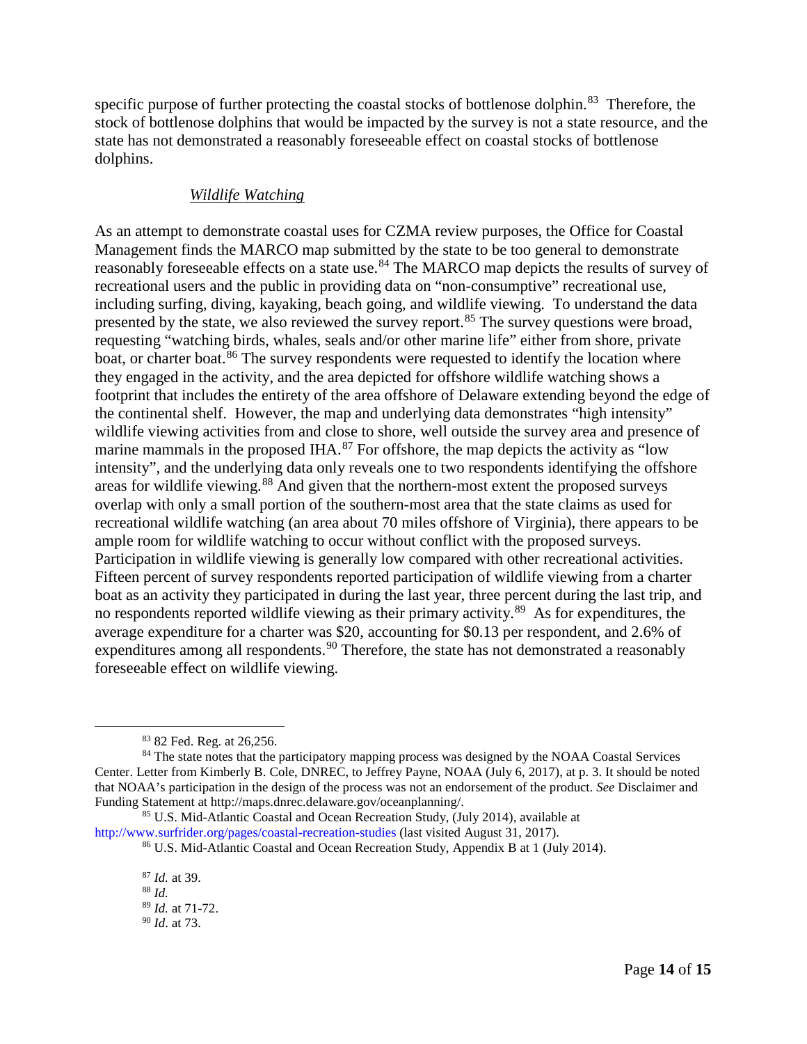specific purpose of further protecting the coastal stocks of bottlenose dolphin.[83] Therefore, the stock of bottlenose dolphins that would be impacted by the survey is not a state resource, and the state has not demonstrated a reasonably foreseeable effect on coastal stocks of bottlenose dolphins.

*Wildlife Watching*

As an attempt to demonstrate coastal uses for CZMA review purposes, the Office for Coastal Management finds the MARCO map submitted by the state to be too general to demonstrate reasonably foreseeable effects on a state use.[84] The MARCO map depicts the results of survey of recreational users and the public in providing data on "non-consumptive" recreational use, including surfing, diving, kayaking, beach going, and wildlife viewing. To understand the data presented by the state, we also reviewed the survey report.[85] The survey questions were broad, requesting "watching birds, whales, seals and/or other marine life" either from shore, private boat, or charter boat.[86] The survey respondents were requested to identify the location where they engaged in the activity, and the area depicted for offshore wildlife watching shows a footprint that includes the entirety of the area offshore of Delaware extending beyond the edge of the continental shelf. However, the map and underlying data demonstrates "high intensity" wildlife viewing activities from and close to shore, well outside the survey area and presence of marine mammals in the proposed IHA.[87] For offshore, the map depicts the activity as "low intensity", and the underlying data only reveals one to two respondents identifying the offshore areas for wildlife viewing.[88] And given that the northern-most extent the proposed surveys overlap with only a small portion of the southern-most area that the state claims as used for recreational wildlife watching (an area about 70 miles offshore of Virginia), there appears to be ample room for wildlife watching to occur without conflict with the proposed surveys. Participation in wildlife viewing is generally low compared with other recreational activities. Fifteen percent of survey respondents reported participation of wildlife viewing from a charter boat as an activity they participated in during the last year, three percent during the last trip, and no respondents reported wildlife viewing as their primary activity.[89] As for expenditures, the average expenditure for a charter was \$20, accounting for \$0.13 per respondent, and 2.6% of expenditures among all respondents.[90] Therefore, the state has not demonstrated a reasonably foreseeable effect on wildlife viewing.

---

[83] 82 Fed. Reg. at 26,256.

[84] The state notes that the participatory mapping process was designed by the NOAA Coastal Services Center. Letter from Kimberly B. Cole, DNREC, to Jeffrey Payne, NOAA (July 6, 2017), at p. 3. It should be noted that NOAA's participation in the design of the process was not an endorsement of the product. *See* Disclaimer and Funding Statement at http://maps.dnrec.delaware.gov/oceanplanning/.

[85] U.S. Mid-Atlantic Coastal and Ocean Recreation Study, (July 2014), available at http://www.surfrider.org/pages/coastal-recreation-studies (last visited August 31, 2017).

[86] U.S. Mid-Atlantic Coastal and Ocean Recreation Study, Appendix B at 1 (July 2014).

[87] *Id.* at 39.

[88] *Id.*

[89] *Id.* at 71-72.

[90] *Id*. at 73.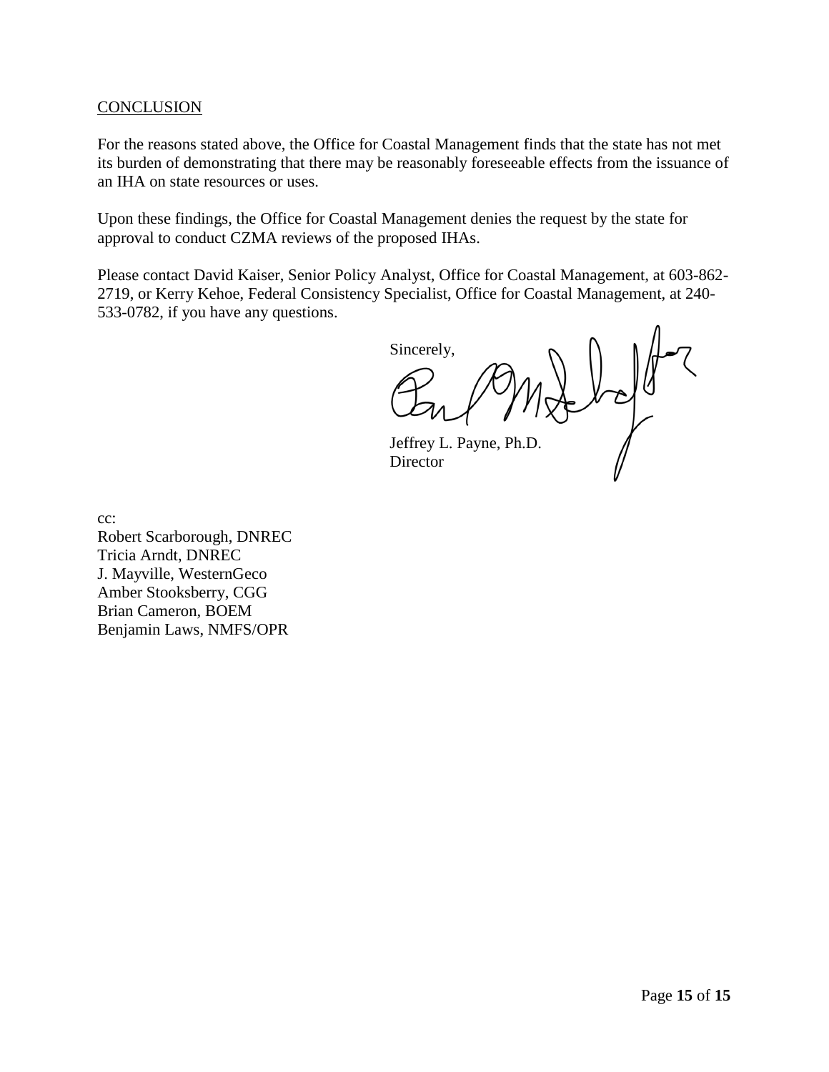## CONCLUSION

For the reasons stated above, the Office for Coastal Management finds that the state has not met its burden of demonstrating that there may be reasonably foreseeable effects from the issuance of an IHA on state resources or uses.

Upon these findings, the Office for Coastal Management denies the request by the state for approval to conduct CZMA reviews of the proposed IHAs.

Please contact David Kaiser, Senior Policy Analyst, Office for Coastal Management, at 603-862-2719, or Kerry Kehoe, Federal Consistency Specialist, Office for Coastal Management, at 240-533-0782, if you have any questions.

Sincerely,

Jeffrey L. Payne, Ph.D.
Director

cc:
Robert Scarborough, DNREC
Tricia Arndt, DNREC
J. Mayville, WesternGeco
Amber Stooksberry, CGG
Brian Cameron, BOEM
Benjamin Laws, NMFS/OPR